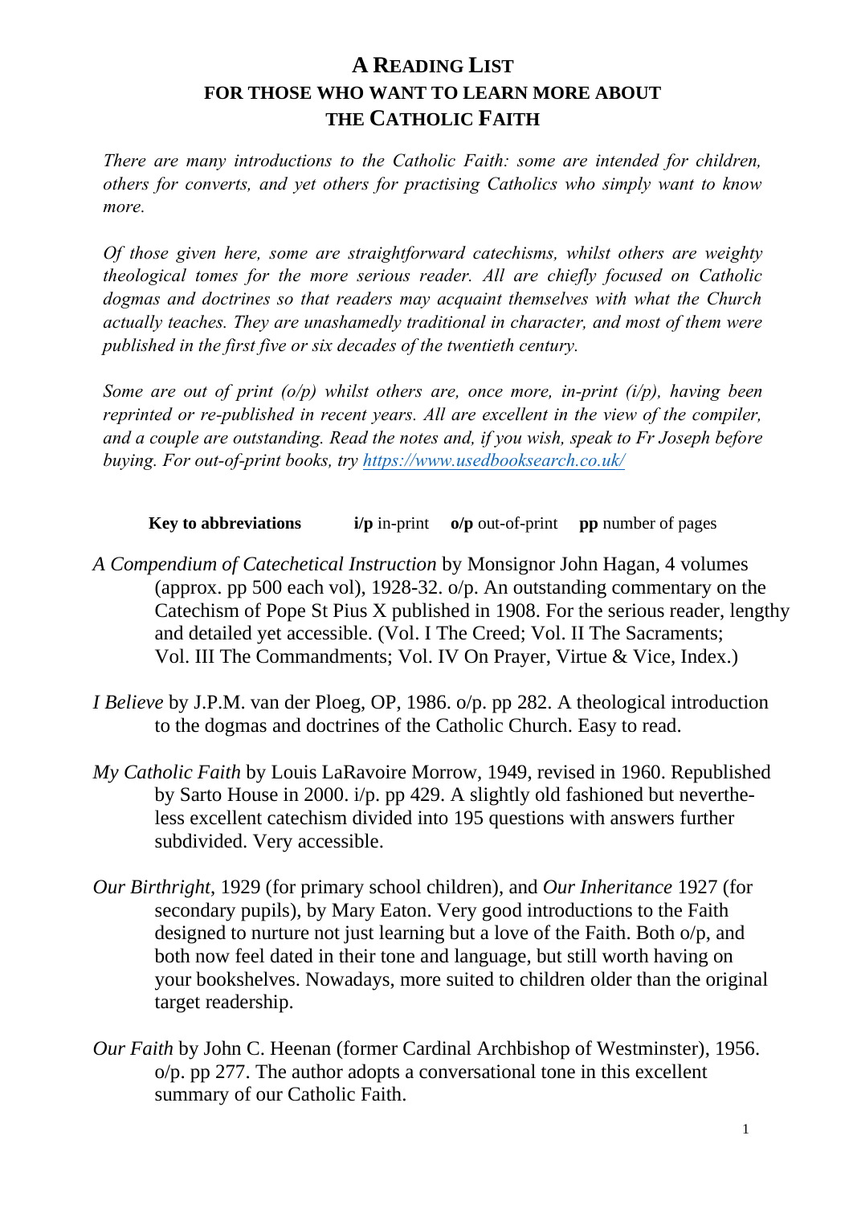# A READING LIST
## FOR THOSE WHO WANT TO LEARN MORE ABOUT THE CATHOLIC FAITH

*There are many introductions to the Catholic Faith: some are intended for children, others for converts, and yet others for practising Catholics who simply want to know more.*

*Of those given here, some are straightforward catechisms, whilst others are weighty theological tomes for the more serious reader. All are chiefly focused on Catholic dogmas and doctrines so that readers may acquaint themselves with what the Church actually teaches. They are unashamedly traditional in character, and most of them were published in the first five or six decades of the twentieth century.*

*Some are out of print (o/p) whilst others are, once more, in-print (i/p), having been reprinted or re-published in recent years. All are excellent in the view of the compiler, and a couple are outstanding. Read the notes and, if you wish, speak to Fr Joseph before buying. For out-of-print books, try [https://www.usedbooksearch.co.uk/](https://www.usedbooksearch.co.uk/)*

**Key to abbreviations** **i/p** in-print **o/p** out-of-print **pp** number of pages

*A Compendium of Catechetical Instruction* by Monsignor John Hagan, 4 volumes (approx. pp 500 each vol), 1928-32. o/p. An outstanding commentary on the Catechism of Pope St Pius X published in 1908. For the serious reader, lengthy and detailed yet accessible. (Vol. I The Creed; Vol. II The Sacraments; Vol. III The Commandments; Vol. IV On Prayer, Virtue & Vice, Index.)

*I Believe* by J.P.M. van der Ploeg, OP, 1986. o/p. pp 282. A theological introduction to the dogmas and doctrines of the Catholic Church. Easy to read.

*My Catholic Faith* by Louis LaRavoire Morrow, 1949, revised in 1960. Republished by Sarto House in 2000. i/p. pp 429. A slightly old fashioned but nevertheless excellent catechism divided into 195 questions with answers further subdivided. Very accessible.

*Our Birthright*, 1929 (for primary school children), and *Our Inheritance* 1927 (for secondary pupils), by Mary Eaton. Very good introductions to the Faith designed to nurture not just learning but a love of the Faith. Both o/p, and both now feel dated in their tone and language, but still worth having on your bookshelves. Nowadays, more suited to children older than the original target readership.

*Our Faith* by John C. Heenan (former Cardinal Archbishop of Westminster), 1956. o/p. pp 277. The author adopts a conversational tone in this excellent summary of our Catholic Faith.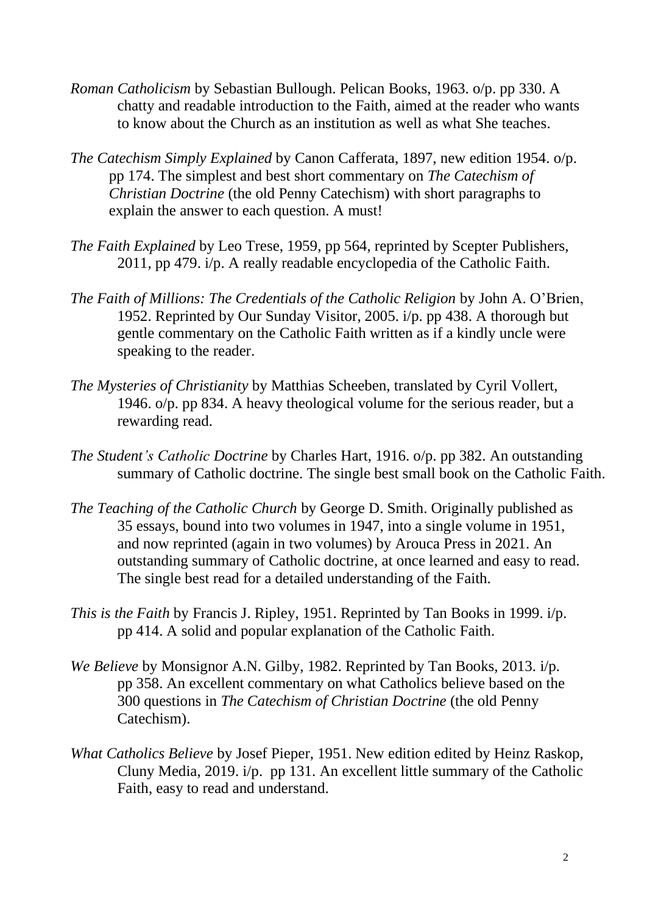*Roman Catholicism* by Sebastian Bullough. Pelican Books, 1963. o/p. pp 330. A chatty and readable introduction to the Faith, aimed at the reader who wants to know about the Church as an institution as well as what She teaches.

*The Catechism Simply Explained* by Canon Cafferata, 1897, new edition 1954. o/p. pp 174. The simplest and best short commentary on *The Catechism of Christian Doctrine* (the old Penny Catechism) with short paragraphs to explain the answer to each question. A must!

*The Faith Explained* by Leo Trese, 1959, pp 564, reprinted by Scepter Publishers, 2011, pp 479. i/p. A really readable encyclopedia of the Catholic Faith.

*The Faith of Millions: The Credentials of the Catholic Religion* by John A. O'Brien, 1952. Reprinted by Our Sunday Visitor, 2005. i/p. pp 438. A thorough but gentle commentary on the Catholic Faith written as if a kindly uncle were speaking to the reader.

*The Mysteries of Christianity* by Matthias Scheeben, translated by Cyril Vollert, 1946. o/p. pp 834. A heavy theological volume for the serious reader, but a rewarding read.

*The Student's Catholic Doctrine* by Charles Hart, 1916. o/p. pp 382. An outstanding summary of Catholic doctrine. The single best small book on the Catholic Faith.

*The Teaching of the Catholic Church* by George D. Smith. Originally published as 35 essays, bound into two volumes in 1947, into a single volume in 1951, and now reprinted (again in two volumes) by Arouca Press in 2021. An outstanding summary of Catholic doctrine, at once learned and easy to read. The single best read for a detailed understanding of the Faith.

*This is the Faith* by Francis J. Ripley, 1951. Reprinted by Tan Books in 1999. i/p. pp 414. A solid and popular explanation of the Catholic Faith.

*We Believe* by Monsignor A.N. Gilby, 1982. Reprinted by Tan Books, 2013. i/p. pp 358. An excellent commentary on what Catholics believe based on the 300 questions in *The Catechism of Christian Doctrine* (the old Penny Catechism).

*What Catholics Believe* by Josef Pieper, 1951. New edition edited by Heinz Raskop, Cluny Media, 2019. i/p. pp 131. An excellent little summary of the Catholic Faith, easy to read and understand.